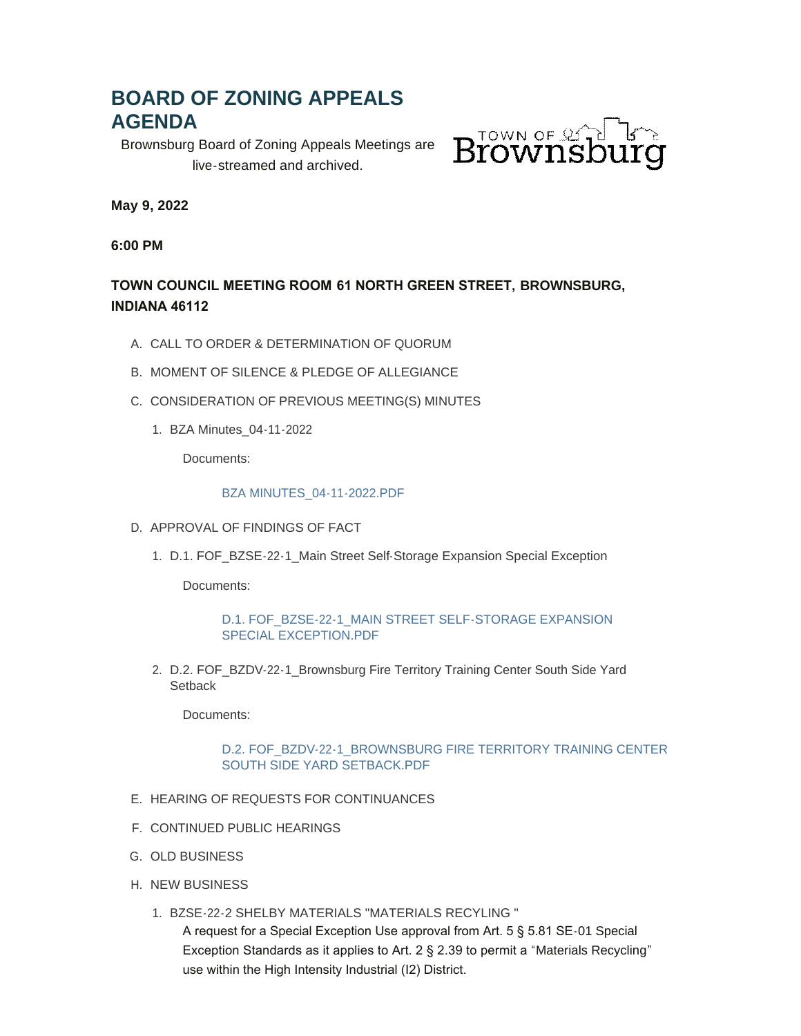# BOARD OF ZONING APPEALS AGENDA

Brownsburg Board of Zoning Appeals Meetings are live-streamed and archived.

**May 9, 2022**

**6:00 PM**

**TOWN COUNCIL MEETING ROOM 61 NORTH GREEN STREET, BROWNSBURG, INDIANA 46112**

A. CALL TO ORDER & DETERMINATION OF QUORUM

B. MOMENT OF SILENCE & PLEDGE OF ALLEGIANCE

C. CONSIDERATION OF PREVIOUS MEETING(S) MINUTES

1. BZA Minutes_04-11-2022

   Documents:

   BZA MINUTES_04-11-2022.PDF

D. APPROVAL OF FINDINGS OF FACT

1. D.1. FOF_BZSE-22-1_Main Street Self-Storage Expansion Special Exception

   Documents:

   D.1. FOF_BZSE-22-1_MAIN STREET SELF-STORAGE EXPANSION SPECIAL EXCEPTION.PDF

2. D.2. FOF_BZDV-22-1_Brownsburg Fire Territory Training Center South Side Yard Setback

   Documents:

   D.2. FOF_BZDV-22-1_BROWNSBURG FIRE TERRITORY TRAINING CENTER SOUTH SIDE YARD SETBACK.PDF

E. HEARING OF REQUESTS FOR CONTINUANCES

F. CONTINUED PUBLIC HEARINGS

G. OLD BUSINESS

H. NEW BUSINESS

1. BZSE-22-2 SHELBY MATERIALS "MATERIALS RECYLING "

   A request for a Special Exception Use approval from Art. 5 § 5.81 SE-01 Special Exception Standards as it applies to Art. 2 § 2.39 to permit a "Materials Recycling" use within the High Intensity Industrial (I2) District.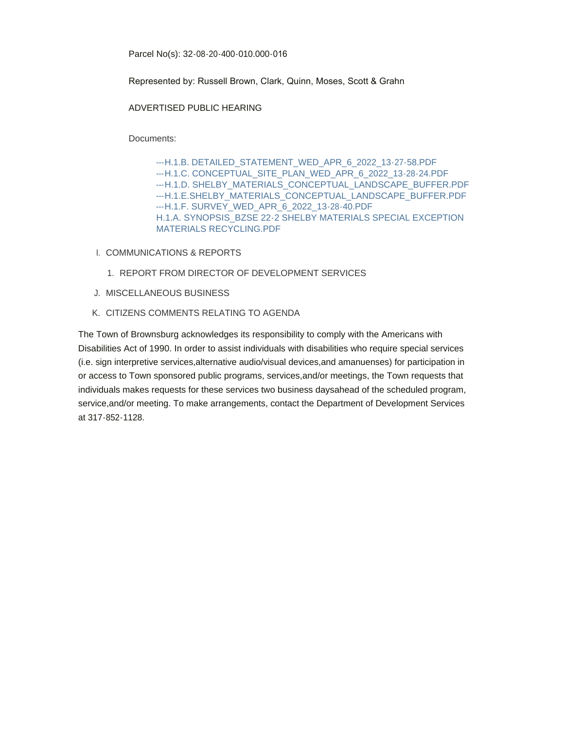Parcel No(s): 32-08-20-400-010.000-016

Represented by: Russell Brown, Clark, Quinn, Moses, Scott & Grahn

ADVERTISED PUBLIC HEARING

Documents:

- ---H.1.B. DETAILED_STATEMENT_WED_APR_6_2022_13-27-58.PDF
- ---H.1.C. CONCEPTUAL_SITE_PLAN_WED_APR_6_2022_13-28-24.PDF
- ---H.1.D. SHELBY_MATERIALS_CONCEPTUAL_LANDSCAPE_BUFFER.PDF
- ---H.1.E.SHELBY_MATERIALS_CONCEPTUAL_LANDSCAPE_BUFFER.PDF
- ---H.1.F. SURVEY_WED_APR_6_2022_13-28-40.PDF
- H.1.A. SYNOPSIS_BZSE 22-2 SHELBY MATERIALS SPECIAL EXCEPTION MATERIALS RECYCLING.PDF

I. COMMUNICATIONS & REPORTS

   1. REPORT FROM DIRECTOR OF DEVELOPMENT SERVICES

J. MISCELLANEOUS BUSINESS

K. CITIZENS COMMENTS RELATING TO AGENDA

The Town of Brownsburg acknowledges its responsibility to comply with the Americans with Disabilities Act of 1990. In order to assist individuals with disabilities who require special services (i.e. sign interpretive services,alternative audio/visual devices,and amanuenses) for participation in or access to Town sponsored public programs, services,and/or meetings, the Town requests that individuals makes requests for these services two business daysahead of the scheduled program, service,and/or meeting. To make arrangements, contact the Department of Development Services at 317-852-1128.